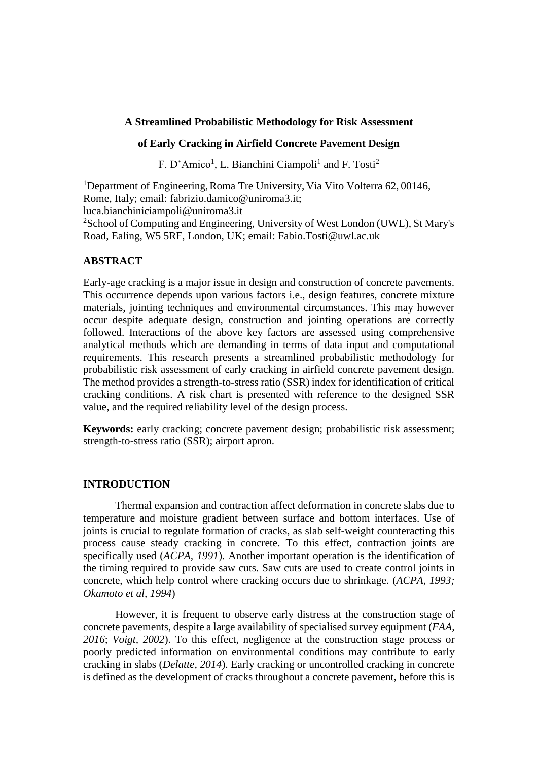# A Streamlined Probabilistic Methodology for Risk Assessment of Early Cracking in Airfield Concrete Pavement Design

F. D'Amico[1], L. Bianchini Ciampoli[1] and F. Tosti[2]

[1]Department of Engineering, Roma Tre University, Via Vito Volterra 62, 00146, Rome, Italy; email: fabrizio.damico@uniroma3.it; luca.bianchiniciampoli@uniroma3.it

[2]School of Computing and Engineering, University of West London (UWL), St Mary's Road, Ealing, W5 5RF, London, UK; email: Fabio.Tosti@uwl.ac.uk

## ABSTRACT

Early-age cracking is a major issue in design and construction of concrete pavements. This occurrence depends upon various factors i.e., design features, concrete mixture materials, jointing techniques and environmental circumstances. This may however occur despite adequate design, construction and jointing operations are correctly followed. Interactions of the above key factors are assessed using comprehensive analytical methods which are demanding in terms of data input and computational requirements. This research presents a streamlined probabilistic methodology for probabilistic risk assessment of early cracking in airfield concrete pavement design. The method provides a strength-to-stress ratio (SSR) index for identification of critical cracking conditions. A risk chart is presented with reference to the designed SSR value, and the required reliability level of the design process.

**Keywords:** early cracking; concrete pavement design; probabilistic risk assessment; strength-to-stress ratio (SSR); airport apron.

## INTRODUCTION

Thermal expansion and contraction affect deformation in concrete slabs due to temperature and moisture gradient between surface and bottom interfaces. Use of joints is crucial to regulate formation of cracks, as slab self-weight counteracting this process cause steady cracking in concrete. To this effect, contraction joints are specifically used (*ACPA, 1991*). Another important operation is the identification of the timing required to provide saw cuts. Saw cuts are used to create control joints in concrete, which help control where cracking occurs due to shrinkage. (*ACPA, 1993; Okamoto et al, 1994*)

However, it is frequent to observe early distress at the construction stage of concrete pavements, despite a large availability of specialised survey equipment (*FAA, 2016*; *Voigt, 2002*). To this effect, negligence at the construction stage process or poorly predicted information on environmental conditions may contribute to early cracking in slabs (*Delatte, 2014*). Early cracking or uncontrolled cracking in concrete is defined as the development of cracks throughout a concrete pavement, before this is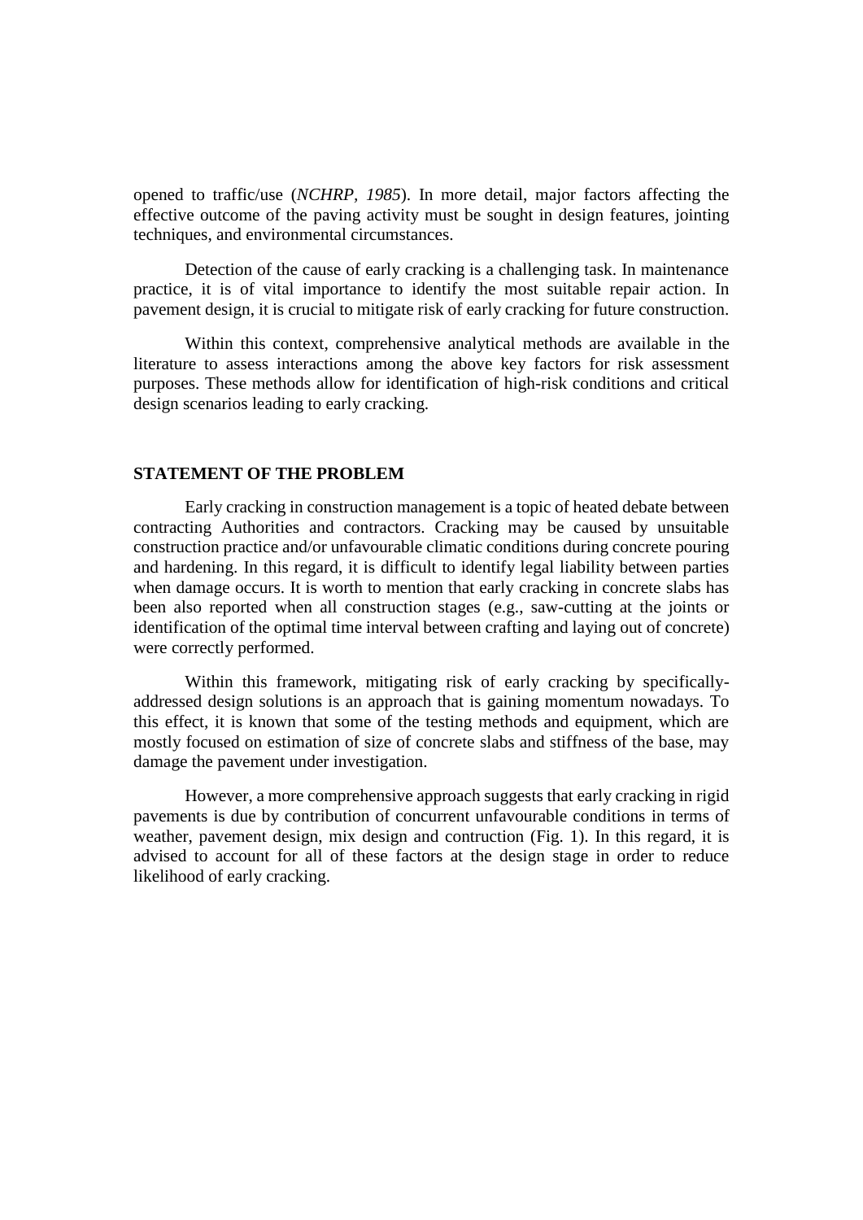opened to traffic/use (*NCHRP, 1985*). In more detail, major factors affecting the effective outcome of the paving activity must be sought in design features, jointing techniques, and environmental circumstances.

Detection of the cause of early cracking is a challenging task. In maintenance practice, it is of vital importance to identify the most suitable repair action. In pavement design, it is crucial to mitigate risk of early cracking for future construction.

Within this context, comprehensive analytical methods are available in the literature to assess interactions among the above key factors for risk assessment purposes. These methods allow for identification of high-risk conditions and critical design scenarios leading to early cracking.

## STATEMENT OF THE PROBLEM

Early cracking in construction management is a topic of heated debate between contracting Authorities and contractors. Cracking may be caused by unsuitable construction practice and/or unfavourable climatic conditions during concrete pouring and hardening. In this regard, it is difficult to identify legal liability between parties when damage occurs. It is worth to mention that early cracking in concrete slabs has been also reported when all construction stages (e.g., saw-cutting at the joints or identification of the optimal time interval between crafting and laying out of concrete) were correctly performed.

Within this framework, mitigating risk of early cracking by specifically-addressed design solutions is an approach that is gaining momentum nowadays. To this effect, it is known that some of the testing methods and equipment, which are mostly focused on estimation of size of concrete slabs and stiffness of the base, may damage the pavement under investigation.

However, a more comprehensive approach suggests that early cracking in rigid pavements is due by contribution of concurrent unfavourable conditions in terms of weather, pavement design, mix design and contruction (Fig. 1). In this regard, it is advised to account for all of these factors at the design stage in order to reduce likelihood of early cracking.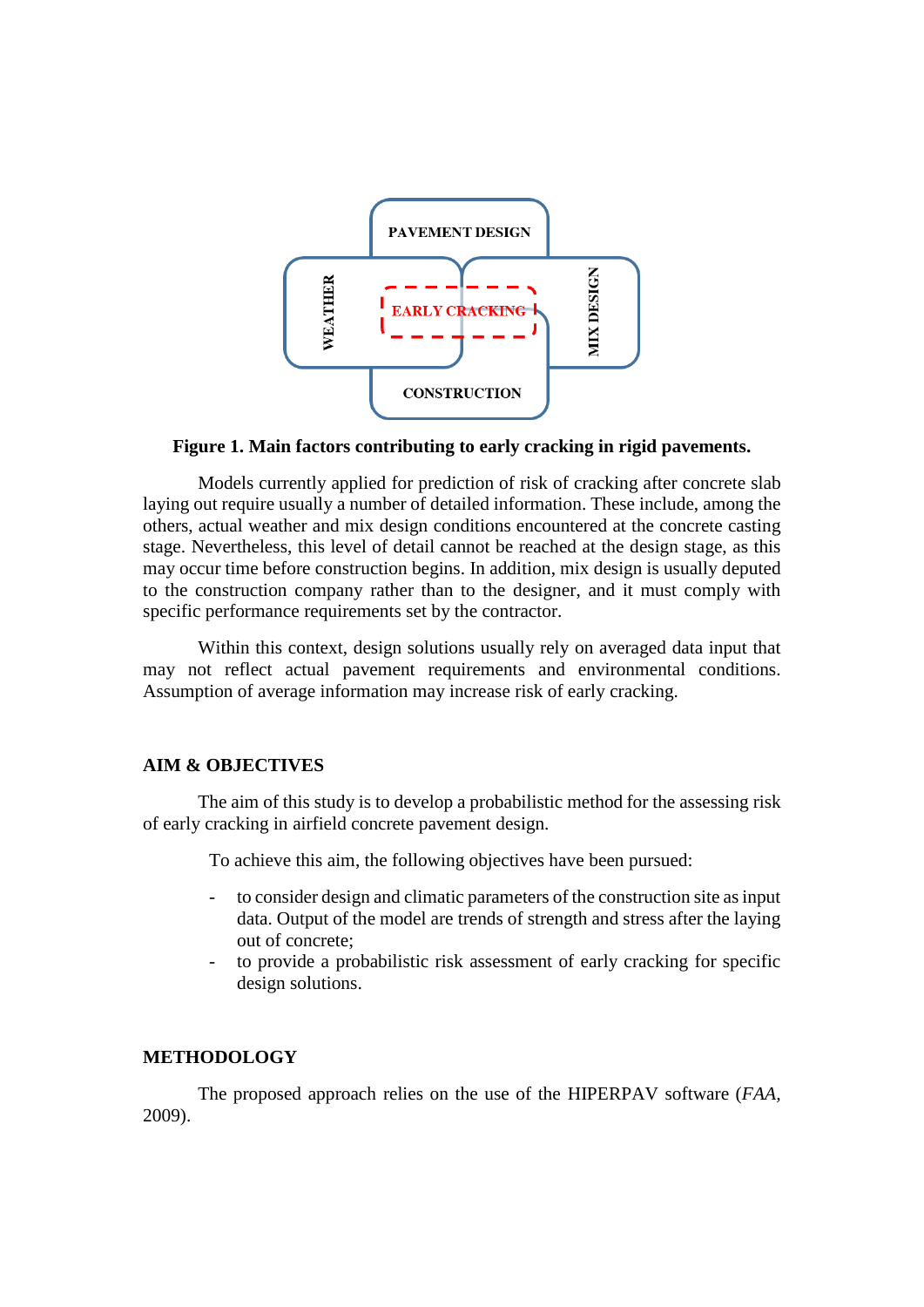**Figure 1. Main factors contributing to early cracking in rigid pavements.**

Models currently applied for prediction of risk of cracking after concrete slab laying out require usually a number of detailed information. These include, among the others, actual weather and mix design conditions encountered at the concrete casting stage. Nevertheless, this level of detail cannot be reached at the design stage, as this may occur time before construction begins. In addition, mix design is usually deputed to the construction company rather than to the designer, and it must comply with specific performance requirements set by the contractor.

Within this context, design solutions usually rely on averaged data input that may not reflect actual pavement requirements and environmental conditions. Assumption of average information may increase risk of early cracking.

## AIM & OBJECTIVES

The aim of this study is to develop a probabilistic method for the assessing risk of early cracking in airfield concrete pavement design.

To achieve this aim, the following objectives have been pursued:

- to consider design and climatic parameters of the construction site as input data. Output of the model are trends of strength and stress after the laying out of concrete;
- to provide a probabilistic risk assessment of early cracking for specific design solutions.

## METHODOLOGY

The proposed approach relies on the use of the HIPERPAV software (*FAA*, 2009).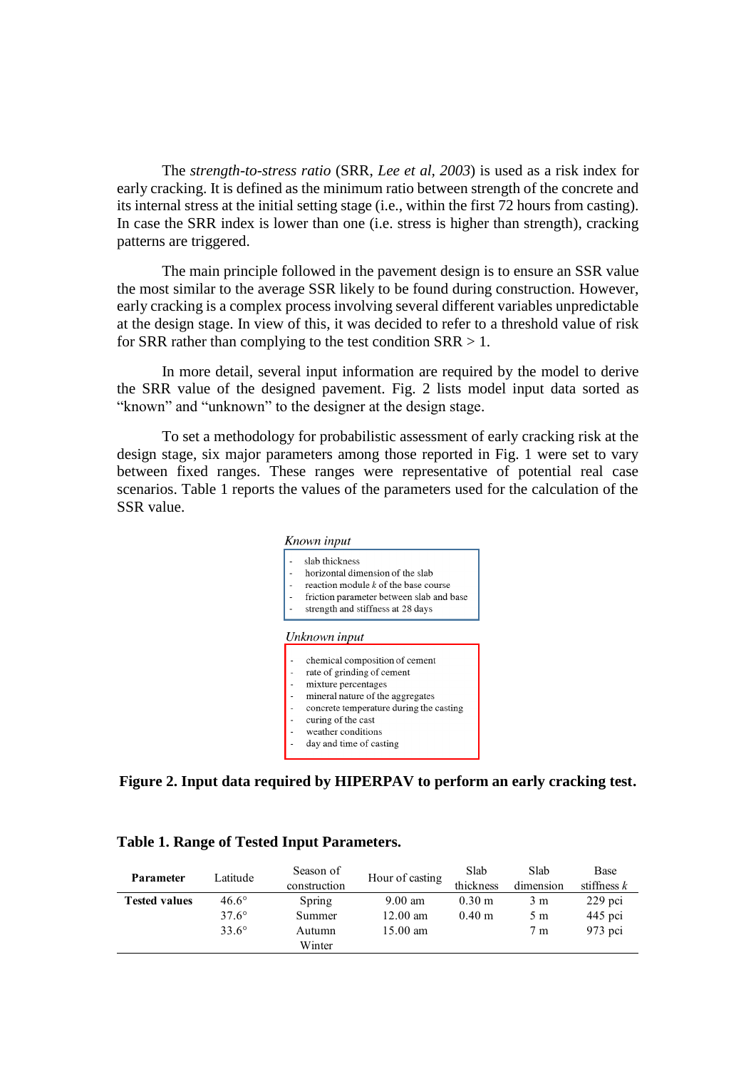The *strength-to-stress ratio* (SRR, *Lee et al, 2003*) is used as a risk index for early cracking. It is defined as the minimum ratio between strength of the concrete and its internal stress at the initial setting stage (i.e., within the first 72 hours from casting). In case the SRR index is lower than one (i.e. stress is higher than strength), cracking patterns are triggered.

The main principle followed in the pavement design is to ensure an SSR value the most similar to the average SSR likely to be found during construction. However, early cracking is a complex process involving several different variables unpredictable at the design stage. In view of this, it was decided to refer to a threshold value of risk for SRR rather than complying to the test condition SRR > 1.

In more detail, several input information are required by the model to derive the SRR value of the designed pavement. Fig. 2 lists model input data sorted as "known" and "unknown" to the designer at the design stage.

To set a methodology for probabilistic assessment of early cracking risk at the design stage, six major parameters among those reported in Fig. 1 were set to vary between fixed ranges. These ranges were representative of potential real case scenarios. Table 1 reports the values of the parameters used for the calculation of the SSR value.

*Known input*

- slab thickness
- horizontal dimension of the slab
- reaction module *k* of the base course
- friction parameter between slab and base
- strength and stiffness at 28 days

*Unknown input*

- chemical composition of cement
- rate of grinding of cement
- mixture percentages
- mineral nature of the aggregates
- concrete temperature during the casting
- curing of the cast
- weather conditions
- day and time of casting

**Figure 2. Input data required by HIPERPAV to perform an early cracking test.**

**Table 1. Range of Tested Input Parameters.**

| **Parameter** | Latitude | Season of construction | Hour of casting | Slab thickness | Slab dimension | Base stiffness *k* |
|---|---|---|---|---|---|---|
| **Tested values** | 46.6° | Spring | 9.00 am | 0.30 m | 3 m | 229 pci |
| | 37.6° | Summer | 12.00 am | 0.40 m | 5 m | 445 pci |
| | 33.6° | Autumn | 15.00 am | | 7 m | 973 pci |
| | | Winter | | | | |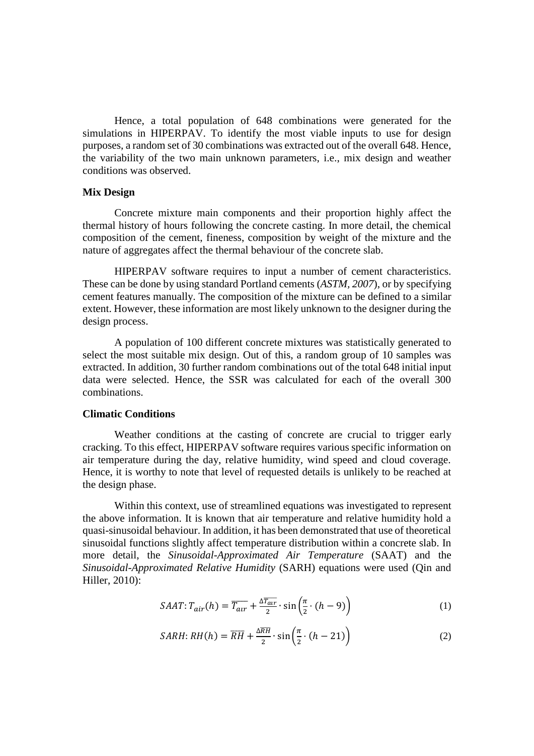Hence, a total population of 648 combinations were generated for the simulations in HIPERPAV. To identify the most viable inputs to use for design purposes, a random set of 30 combinations was extracted out of the overall 648. Hence, the variability of the two main unknown parameters, i.e., mix design and weather conditions was observed.

**Mix Design**

Concrete mixture main components and their proportion highly affect the thermal history of hours following the concrete casting. In more detail, the chemical composition of the cement, fineness, composition by weight of the mixture and the nature of aggregates affect the thermal behaviour of the concrete slab.

HIPERPAV software requires to input a number of cement characteristics. These can be done by using standard Portland cements (*ASTM, 2007*), or by specifying cement features manually. The composition of the mixture can be defined to a similar extent. However, these information are most likely unknown to the designer during the design process.

A population of 100 different concrete mixtures was statistically generated to select the most suitable mix design. Out of this, a random group of 10 samples was extracted. In addition, 30 further random combinations out of the total 648 initial input data were selected. Hence, the SSR was calculated for each of the overall 300 combinations.

**Climatic Conditions**

Weather conditions at the casting of concrete are crucial to trigger early cracking. To this effect, HIPERPAV software requires various specific information on air temperature during the day, relative humidity, wind speed and cloud coverage. Hence, it is worthy to note that level of requested details is unlikely to be reached at the design phase.

Within this context, use of streamlined equations was investigated to represent the above information. It is known that air temperature and relative humidity hold a quasi-sinusoidal behaviour. In addition, it has been demonstrated that use of theoretical sinusoidal functions slightly affect temperature distribution within a concrete slab. In more detail, the *Sinusoidal-Approximated Air Temperature* (SAAT) and the *Sinusoidal-Approximated Relative Humidity* (SARH) equations were used (Qin and Hiller, 2010):

$$SAAT: T_{air}(h) = \overline{T_{air}} + \frac{\Delta \overline{T_{air}}}{2} \cdot \sin\left(\frac{\pi}{2} \cdot (h - 9)\right) \quad (1)$$

$$SARH: RH(h) = \overline{RH} + \frac{\Delta \overline{RH}}{2} \cdot \sin\left(\frac{\pi}{2} \cdot (h - 21)\right) \quad (2)$$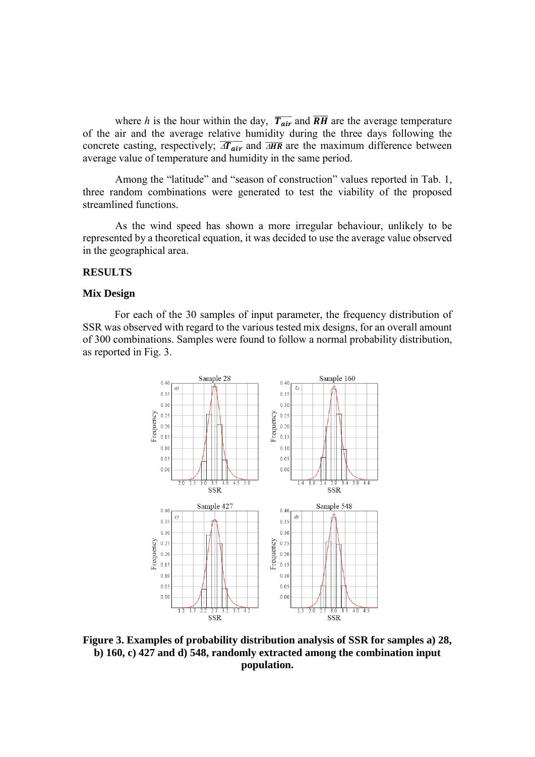where $h$ is the hour within the day, $\overline{T_{air}}$ and $\overline{RH}$ are the average temperature of the air and the average relative humidity during the three days following the concrete casting, respectively; $\overline{\Delta T_{air}}$ and $\overline{\Delta HR}$ are the maximum difference between average value of temperature and humidity in the same period.

Among the "latitude" and "season of construction" values reported in Tab. 1, three random combinations were generated to test the viability of the proposed streamlined functions.

As the wind speed has shown a more irregular behaviour, unlikely to be represented by a theoretical equation, it was decided to use the average value observed in the geographical area.

## RESULTS

### Mix Design

For each of the 30 samples of input parameter, the frequency distribution of SSR was observed with regard to the various tested mix designs, for an overall amount of 300 combinations. Samples were found to follow a normal probability distribution, as reported in Fig. 3.

**Figure 3. Examples of probability distribution analysis of SSR for samples a) 28, b) 160, c) 427 and d) 548, randomly extracted among the combination input population.**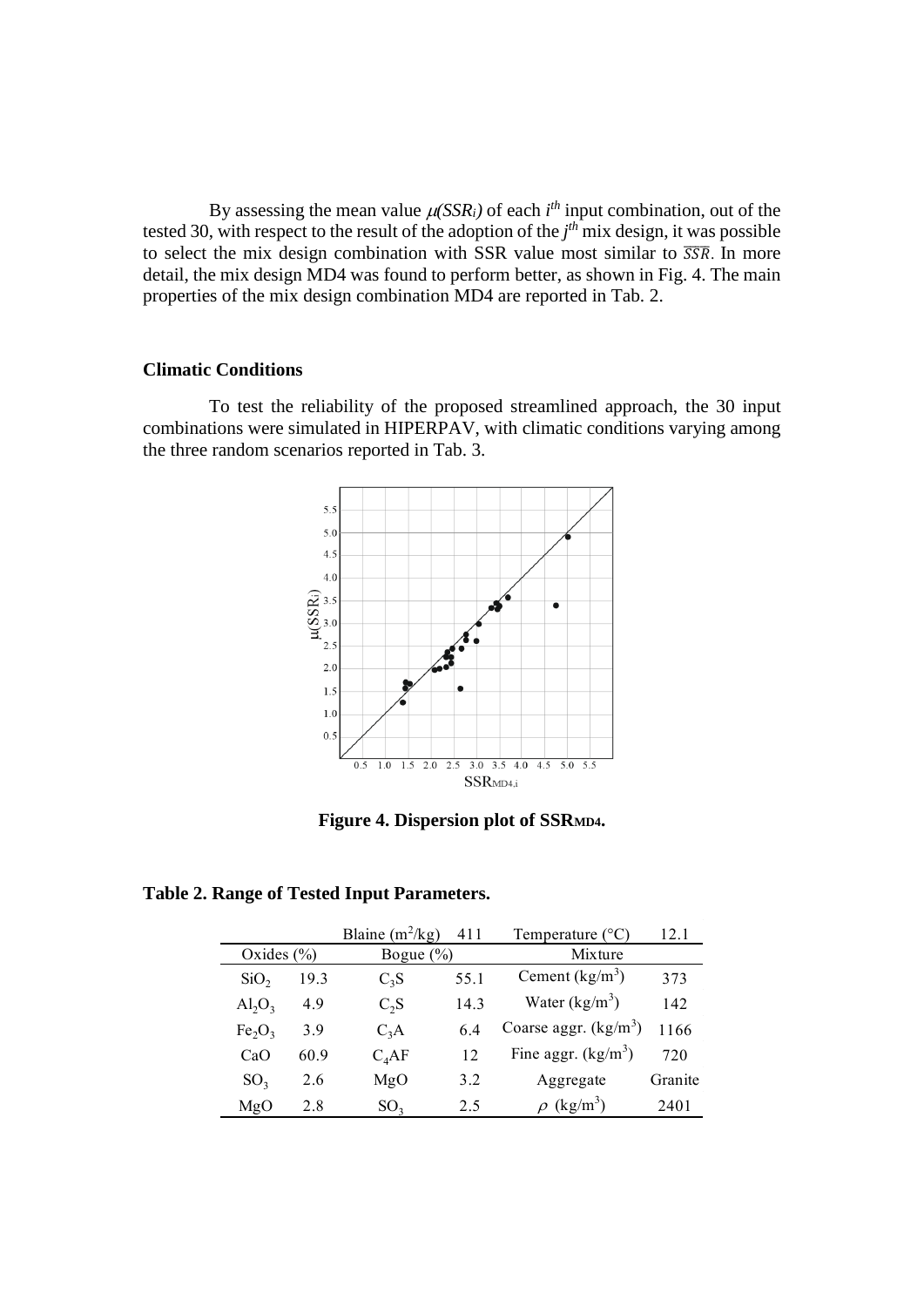By assessing the mean value $\mu(SSR_i)$ of each $i^{th}$ input combination, out of the tested 30, with respect to the result of the adoption of the $j^{th}$ mix design, it was possible to select the mix design combination with SSR value most similar to $\overline{\overline{SSR}}$. In more detail, the mix design MD4 was found to perform better, as shown in Fig. 4. The main properties of the mix design combination MD4 are reported in Tab. 2.

### Climatic Conditions

To test the reliability of the proposed streamlined approach, the 30 input combinations were simulated in HIPERPAV, with climatic conditions varying among the three random scenarios reported in Tab. 3.

**Figure 4. Dispersion plot of $SSR_{MD4}$.**

**Table 2. Range of Tested Input Parameters.**

| | | Blaine ($m^2$/kg) | 411 | Temperature (°C) | 12.1 |
|---|---|---|---|---|---|
| Oxides (%) | | Bogue (%) | | Mixture | |
| $SiO_2$ | 19.3 | $C_3S$ | 55.1 | Cement (kg/$m^3$) | 373 |
| $Al_2O_3$ | 4.9 | $C_2S$ | 14.3 | Water (kg/$m^3$) | 142 |
| $Fe_2O_3$ | 3.9 | $C_3A$ | 6.4 | Coarse aggr. (kg/$m^3$) | 1166 |
| CaO | 60.9 | $C_4AF$ | 12 | Fine aggr. (kg/$m^3$) | 720 |
| $SO_3$ | 2.6 | MgO | 3.2 | Aggregate | Granite |
| MgO | 2.8 | $SO_3$ | 2.5 | $\rho$ (kg/$m^3$) | 2401 |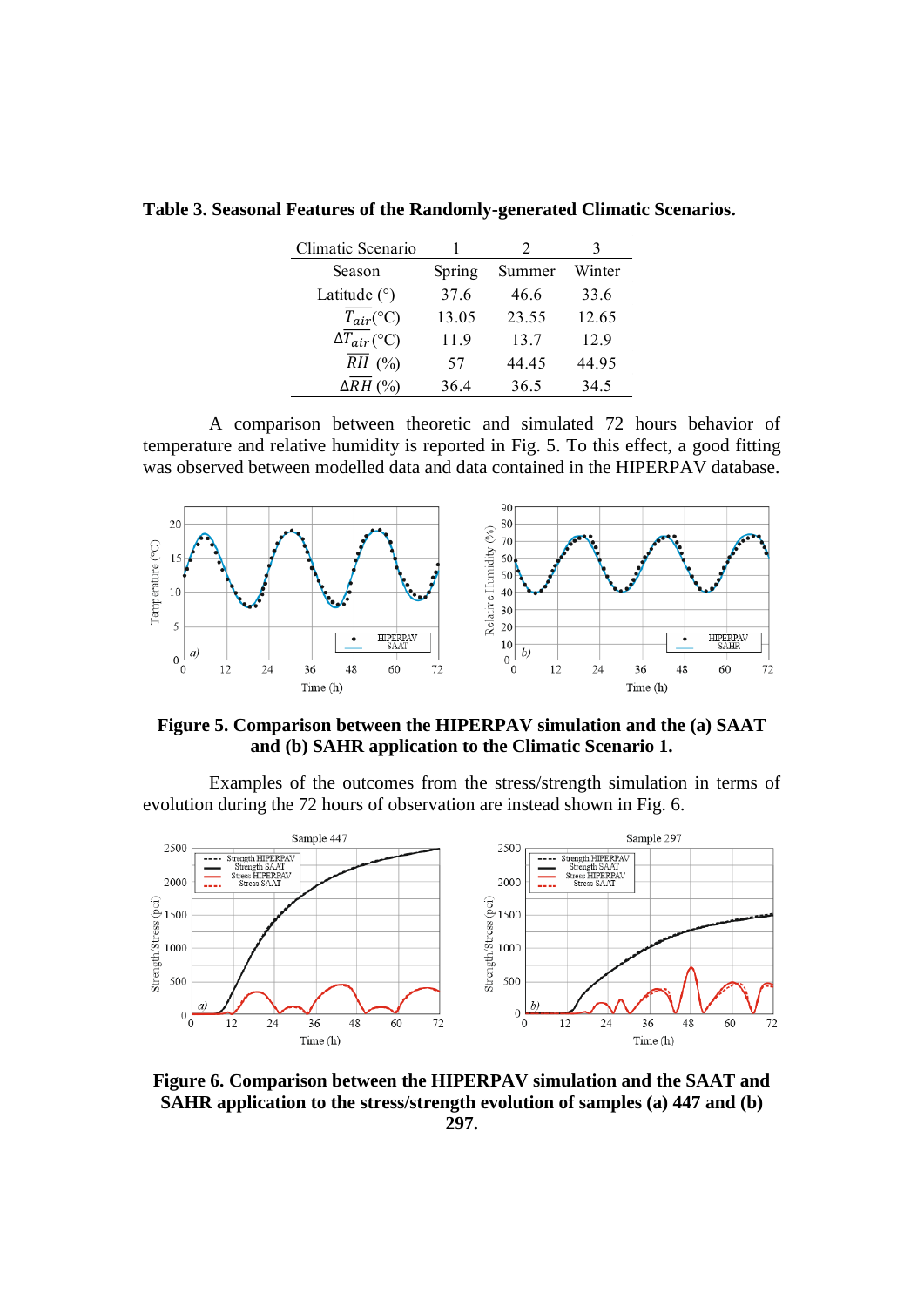**Table 3. Seasonal Features of the Randomly-generated Climatic Scenarios.**

| Climatic Scenario | 1 | 2 | 3 |
|---|---|---|---|
| Season | Spring | Summer | Winter |
| Latitude (°) | 37.6 | 46.6 | 33.6 |
| $\overline{T_{air}}$(°C) | 13.05 | 23.55 | 12.65 |
| $\Delta\overline{T_{air}}$(°C) | 11.9 | 13.7 | 12.9 |
| $\overline{RH}$ (%) | 57 | 44.45 | 44.95 |
| $\Delta\overline{RH}$ (%) | 36.4 | 36.5 | 34.5 |

A comparison between theoretic and simulated 72 hours behavior of temperature and relative humidity is reported in Fig. 5. To this effect, a good fitting was observed between modelled data and data contained in the HIPERPAV database.

**Figure 5. Comparison between the HIPERPAV simulation and the (a) SAAT and (b) SAHR application to the Climatic Scenario 1.**

Examples of the outcomes from the stress/strength simulation in terms of evolution during the 72 hours of observation are instead shown in Fig. 6.

**Figure 6. Comparison between the HIPERPAV simulation and the SAAT and SAHR application to the stress/strength evolution of samples (a) 447 and (b) 297.**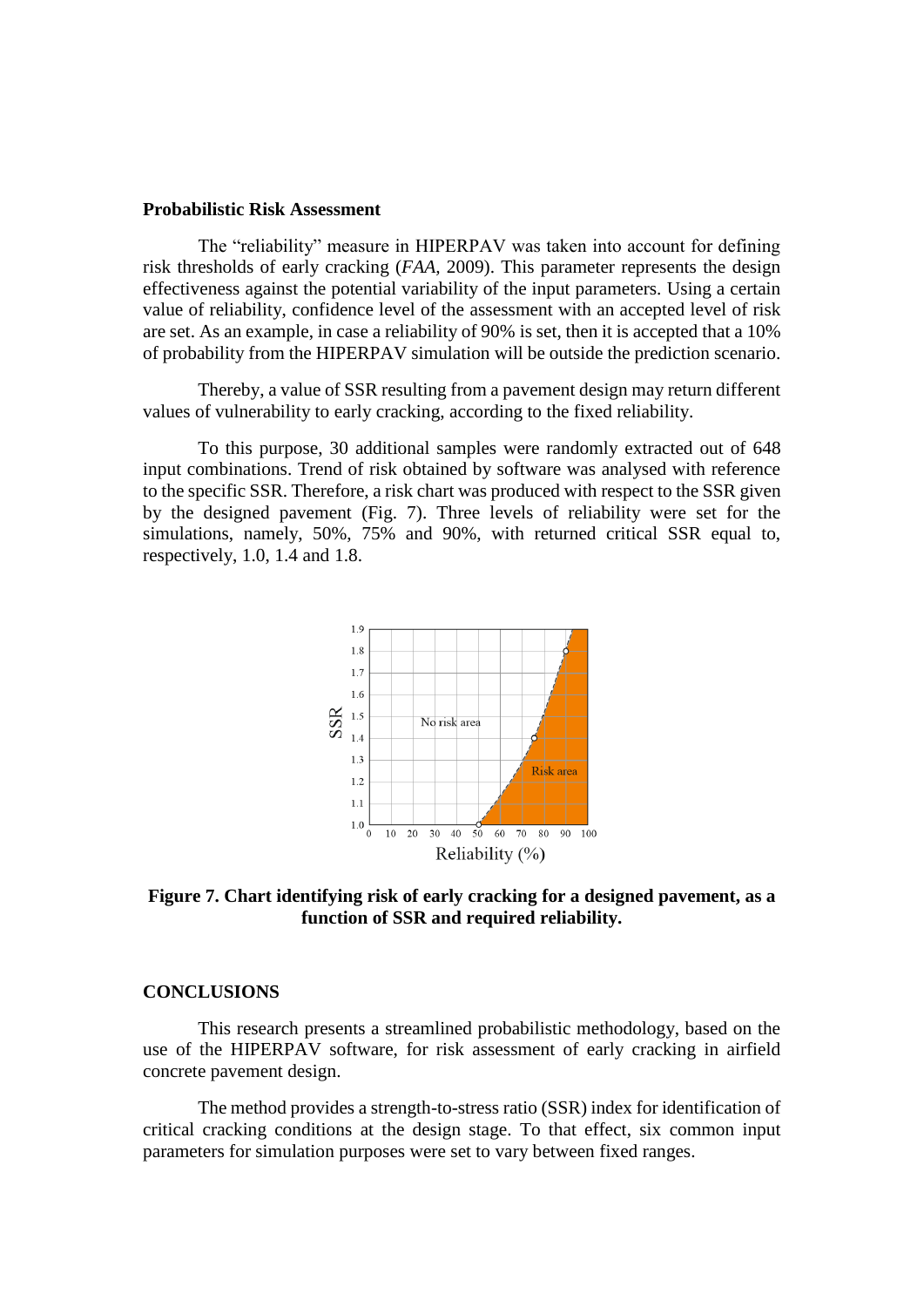**Probabilistic Risk Assessment**

The "reliability" measure in HIPERPAV was taken into account for defining risk thresholds of early cracking (*FAA*, 2009). This parameter represents the design effectiveness against the potential variability of the input parameters. Using a certain value of reliability, confidence level of the assessment with an accepted level of risk are set. As an example, in case a reliability of 90% is set, then it is accepted that a 10% of probability from the HIPERPAV simulation will be outside the prediction scenario.

Thereby, a value of SSR resulting from a pavement design may return different values of vulnerability to early cracking, according to the fixed reliability.

To this purpose, 30 additional samples were randomly extracted out of 648 input combinations. Trend of risk obtained by software was analysed with reference to the specific SSR. Therefore, a risk chart was produced with respect to the SSR given by the designed pavement (Fig. 7). Three levels of reliability were set for the simulations, namely, 50%, 75% and 90%, with returned critical SSR equal to, respectively, 1.0, 1.4 and 1.8.

**Figure 7. Chart identifying risk of early cracking for a designed pavement, as a function of SSR and required reliability.**

**CONCLUSIONS**

This research presents a streamlined probabilistic methodology, based on the use of the HIPERPAV software, for risk assessment of early cracking in airfield concrete pavement design.

The method provides a strength-to-stress ratio (SSR) index for identification of critical cracking conditions at the design stage. To that effect, six common input parameters for simulation purposes were set to vary between fixed ranges.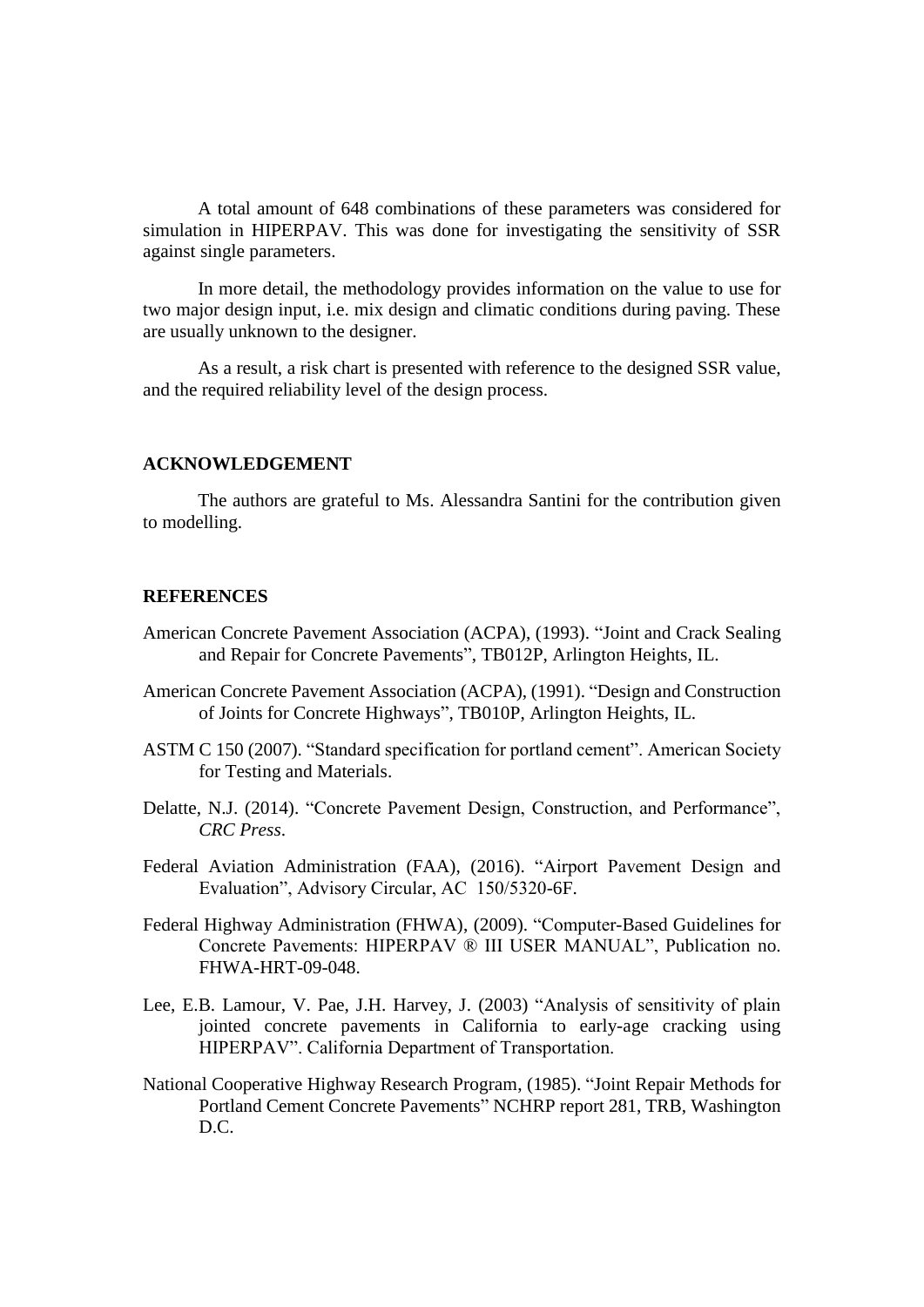A total amount of 648 combinations of these parameters was considered for simulation in HIPERPAV. This was done for investigating the sensitivity of SSR against single parameters.

In more detail, the methodology provides information on the value to use for two major design input, i.e. mix design and climatic conditions during paving. These are usually unknown to the designer.

As a result, a risk chart is presented with reference to the designed SSR value, and the required reliability level of the design process.

## ACKNOWLEDGEMENT

The authors are grateful to Ms. Alessandra Santini for the contribution given to modelling.

## REFERENCES

American Concrete Pavement Association (ACPA), (1993). "Joint and Crack Sealing and Repair for Concrete Pavements", TB012P, Arlington Heights, IL.

American Concrete Pavement Association (ACPA), (1991). "Design and Construction of Joints for Concrete Highways", TB010P, Arlington Heights, IL.

ASTM C 150 (2007). "Standard specification for portland cement". American Society for Testing and Materials.

Delatte, N.J. (2014). "Concrete Pavement Design, Construction, and Performance", *CRC Press*.

Federal Aviation Administration (FAA), (2016). "Airport Pavement Design and Evaluation", Advisory Circular, AC 150/5320-6F.

Federal Highway Administration (FHWA), (2009). "Computer-Based Guidelines for Concrete Pavements: HIPERPAV ® III USER MANUAL", Publication no. FHWA-HRT-09-048.

Lee, E.B. Lamour, V. Pae, J.H. Harvey, J. (2003) "Analysis of sensitivity of plain jointed concrete pavements in California to early-age cracking using HIPERPAV". California Department of Transportation.

National Cooperative Highway Research Program, (1985). "Joint Repair Methods for Portland Cement Concrete Pavements" NCHRP report 281, TRB, Washington D.C.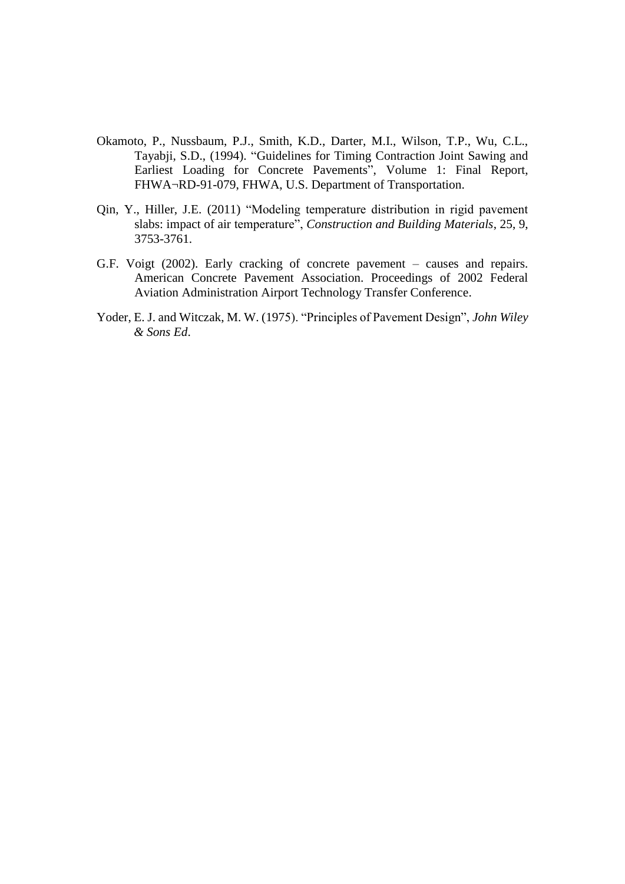Okamoto, P., Nussbaum, P.J., Smith, K.D., Darter, M.I., Wilson, T.P., Wu, C.L., Tayabji, S.D., (1994). “Guidelines for Timing Contraction Joint Sawing and Earliest Loading for Concrete Pavements”, Volume 1: Final Report, FHWA¬RD-91-079, FHWA, U.S. Department of Transportation.

Qin, Y., Hiller, J.E. (2011) “Modeling temperature distribution in rigid pavement slabs: impact of air temperature”, *Construction and Building Materials*, 25, 9, 3753-3761.

G.F. Voigt (2002). Early cracking of concrete pavement – causes and repairs. American Concrete Pavement Association. Proceedings of 2002 Federal Aviation Administration Airport Technology Transfer Conference.

Yoder, E. J. and Witczak, M. W. (1975). “Principles of Pavement Design”, *John Wiley & Sons Ed*.